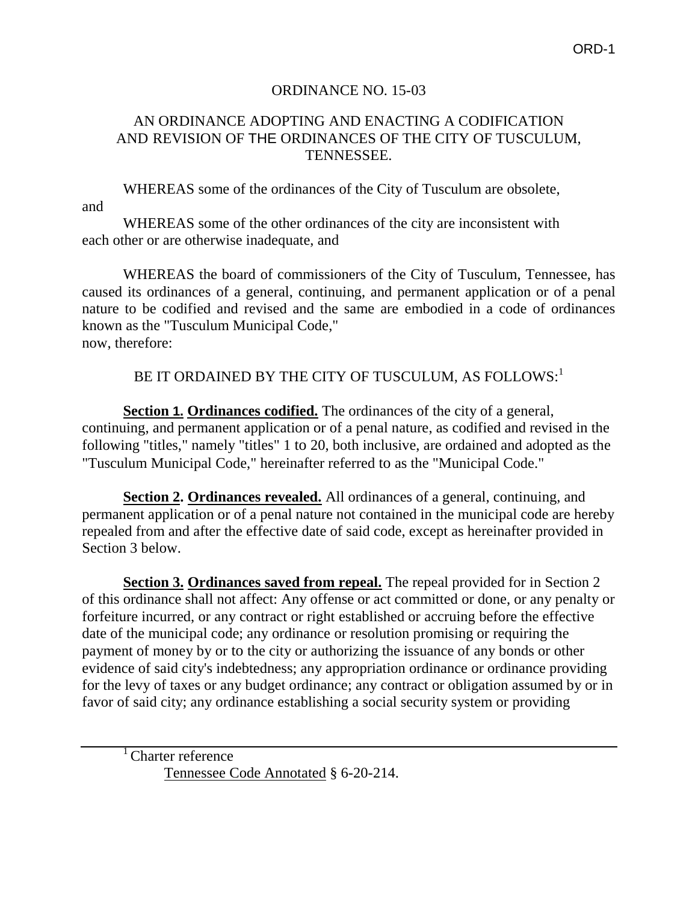# ORDINANCE NO. 15-03

## AN ORDINANCE ADOPTING AND ENACTING A CODIFICATION AND REVISION OF THE ORDINANCES OF THE CITY OF TUSCULUM, TENNESSEE.

WHEREAS some of the ordinances of the City of Tusculum are obsolete, and

WHEREAS some of the other ordinances of the city are inconsistent with each other or are otherwise inadequate, and

WHEREAS the board of commissioners of the City of Tusculum, Tennessee, has caused its ordinances of a general, continuing, and permanent application or of a penal nature to be codified and revised and the same are embodied in a code of ordinances known as the "Tusculum Municipal Code," now, therefore:

BE IT ORDAINED BY THE CITY OF TUSCULUM, AS FOLLOWS:[1]

**Section 1. Ordinances codified.** The ordinances of the city of a general, continuing, and permanent application or of a penal nature, as codified and revised in the following "titles," namely "titles" 1 to 20, both inclusive, are ordained and adopted as the "Tusculum Municipal Code," hereinafter referred to as the "Municipal Code."

**Section 2. Ordinances revealed.** All ordinances of a general, continuing, and permanent application or of a penal nature not contained in the municipal code are hereby repealed from and after the effective date of said code, except as hereinafter provided in Section 3 below.

**Section 3. Ordinances saved from repeal.** The repeal provided for in Section 2 of this ordinance shall not affect: Any offense or act committed or done, or any penalty or forfeiture incurred, or any contract or right established or accruing before the effective date of the municipal code; any ordinance or resolution promising or requiring the payment of money by or to the city or authorizing the issuance of any bonds or other evidence of said city's indebtedness; any appropriation ordinance or ordinance providing for the levy of taxes or any budget ordinance; any contract or obligation assumed by or in favor of said city; any ordinance establishing a social security system or providing

---

[1] Charter reference
Tennessee Code Annotated § 6-20-214.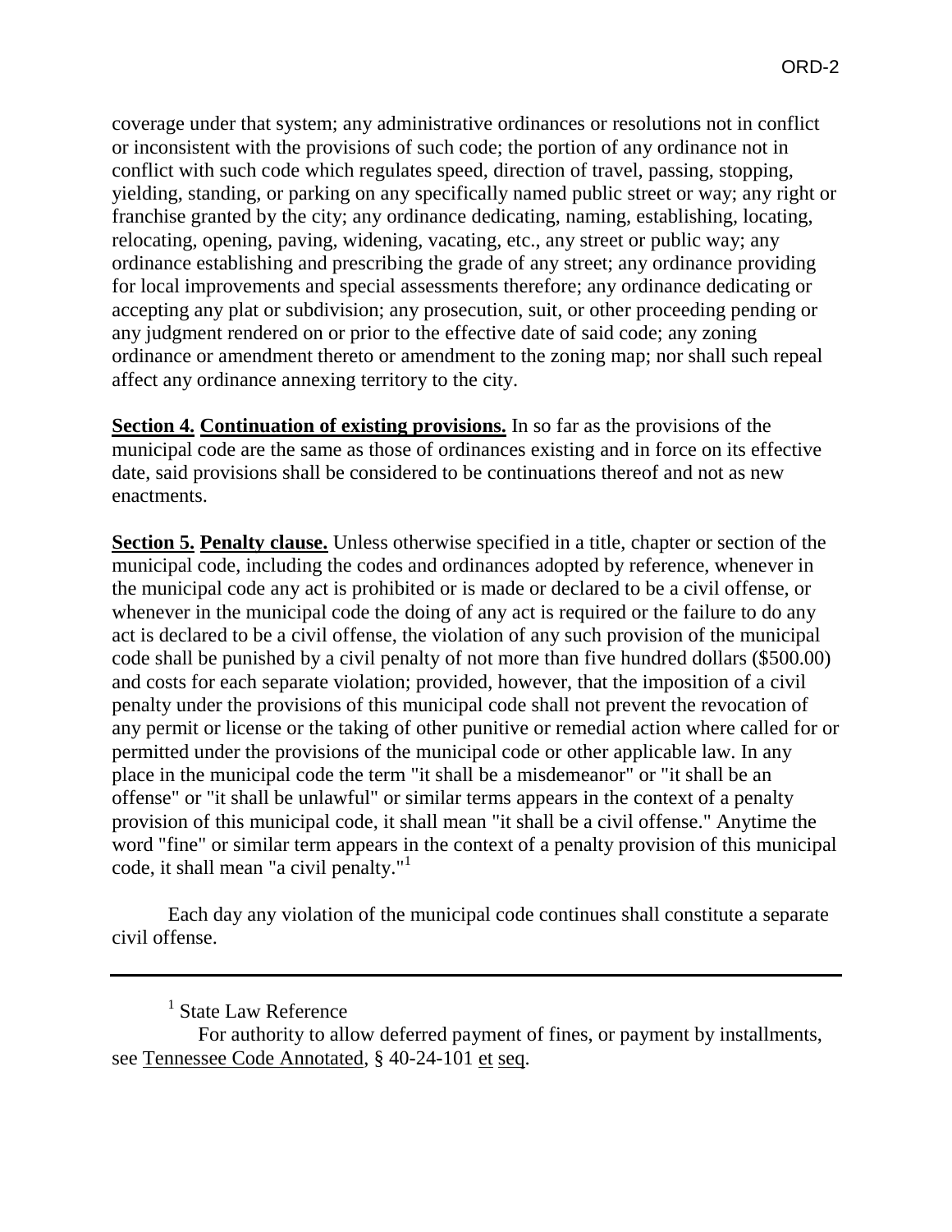coverage under that system; any administrative ordinances or resolutions not in conflict or inconsistent with the provisions of such code; the portion of any ordinance not in conflict with such code which regulates speed, direction of travel, passing, stopping, yielding, standing, or parking on any specifically named public street or way; any right or franchise granted by the city; any ordinance dedicating, naming, establishing, locating, relocating, opening, paving, widening, vacating, etc., any street or public way; any ordinance establishing and prescribing the grade of any street; any ordinance providing for local improvements and special assessments therefore; any ordinance dedicating or accepting any plat or subdivision; any prosecution, suit, or other proceeding pending or any judgment rendered on or prior to the effective date of said code; any zoning ordinance or amendment thereto or amendment to the zoning map; nor shall such repeal affect any ordinance annexing territory to the city.

**Section 4. Continuation of existing provisions.** In so far as the provisions of the municipal code are the same as those of ordinances existing and in force on its effective date, said provisions shall be considered to be continuations thereof and not as new enactments.

**Section 5. Penalty clause.** Unless otherwise specified in a title, chapter or section of the municipal code, including the codes and ordinances adopted by reference, whenever in the municipal code any act is prohibited or is made or declared to be a civil offense, or whenever in the municipal code the doing of any act is required or the failure to do any act is declared to be a civil offense, the violation of any such provision of the municipal code shall be punished by a civil penalty of not more than five hundred dollars ($500.00) and costs for each separate violation; provided, however, that the imposition of a civil penalty under the provisions of this municipal code shall not prevent the revocation of any permit or license or the taking of other punitive or remedial action where called for or permitted under the provisions of the municipal code or other applicable law. In any place in the municipal code the term "it shall be a misdemeanor" or "it shall be an offense" or "it shall be unlawful" or similar terms appears in the context of a penalty provision of this municipal code, it shall mean "it shall be a civil offense." Anytime the word "fine" or similar term appears in the context of a penalty provision of this municipal code, it shall mean "a civil penalty."[1]

Each day any violation of the municipal code continues shall constitute a separate civil offense.

---

[1] State Law Reference

For authority to allow deferred payment of fines, or payment by installments, see Tennessee Code Annotated, § 40-24-101 et seq.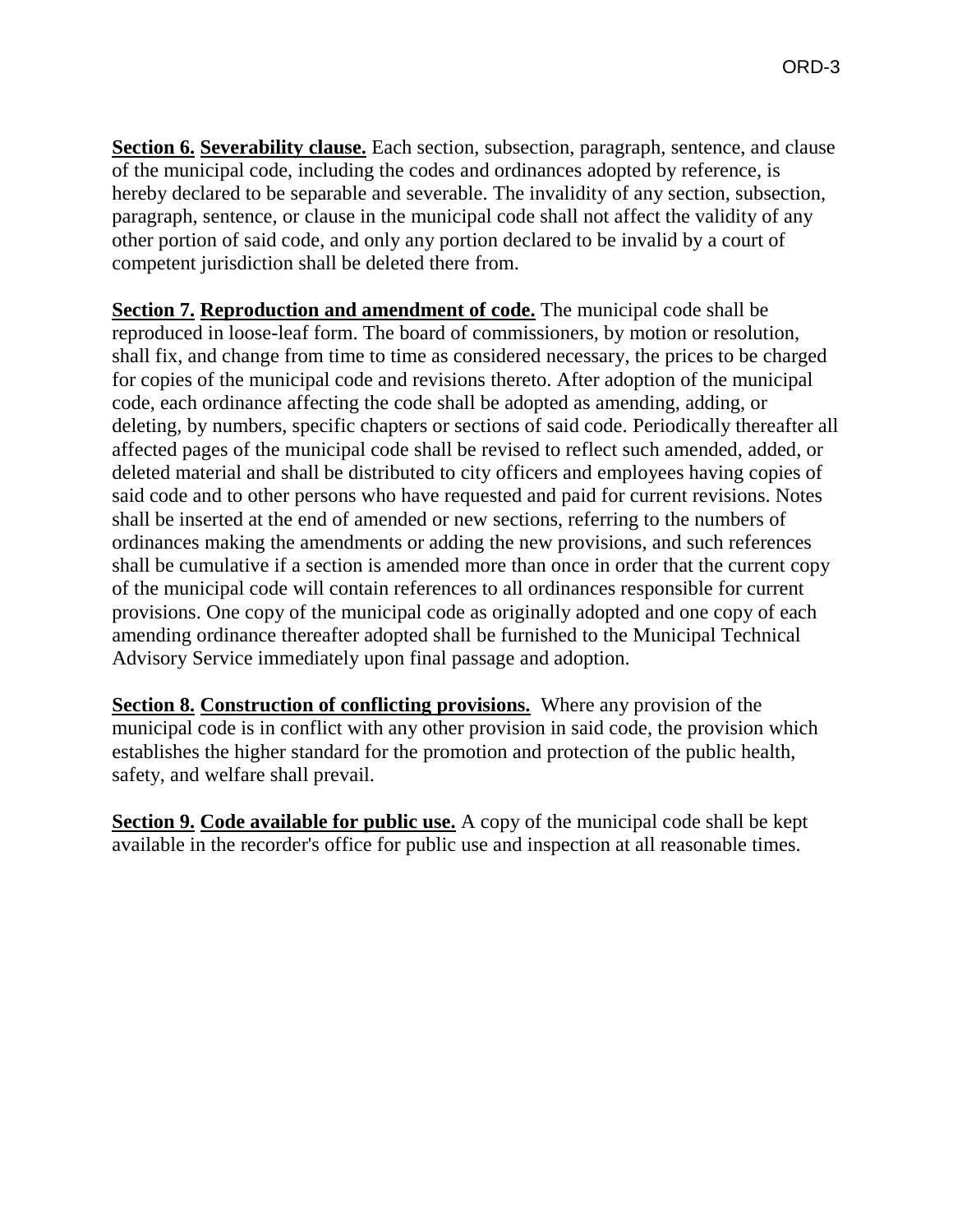**Section 6. Severability clause.** Each section, subsection, paragraph, sentence, and clause of the municipal code, including the codes and ordinances adopted by reference, is hereby declared to be separable and severable. The invalidity of any section, subsection, paragraph, sentence, or clause in the municipal code shall not affect the validity of any other portion of said code, and only any portion declared to be invalid by a court of competent jurisdiction shall be deleted there from.

**Section 7. Reproduction and amendment of code.** The municipal code shall be reproduced in loose-leaf form. The board of commissioners, by motion or resolution, shall fix, and change from time to time as considered necessary, the prices to be charged for copies of the municipal code and revisions thereto. After adoption of the municipal code, each ordinance affecting the code shall be adopted as amending, adding, or deleting, by numbers, specific chapters or sections of said code. Periodically thereafter all affected pages of the municipal code shall be revised to reflect such amended, added, or deleted material and shall be distributed to city officers and employees having copies of said code and to other persons who have requested and paid for current revisions. Notes shall be inserted at the end of amended or new sections, referring to the numbers of ordinances making the amendments or adding the new provisions, and such references shall be cumulative if a section is amended more than once in order that the current copy of the municipal code will contain references to all ordinances responsible for current provisions. One copy of the municipal code as originally adopted and one copy of each amending ordinance thereafter adopted shall be furnished to the Municipal Technical Advisory Service immediately upon final passage and adoption.

**Section 8. Construction of conflicting provisions.** Where any provision of the municipal code is in conflict with any other provision in said code, the provision which establishes the higher standard for the promotion and protection of the public health, safety, and welfare shall prevail.

**Section 9. Code available for public use.** A copy of the municipal code shall be kept available in the recorder's office for public use and inspection at all reasonable times.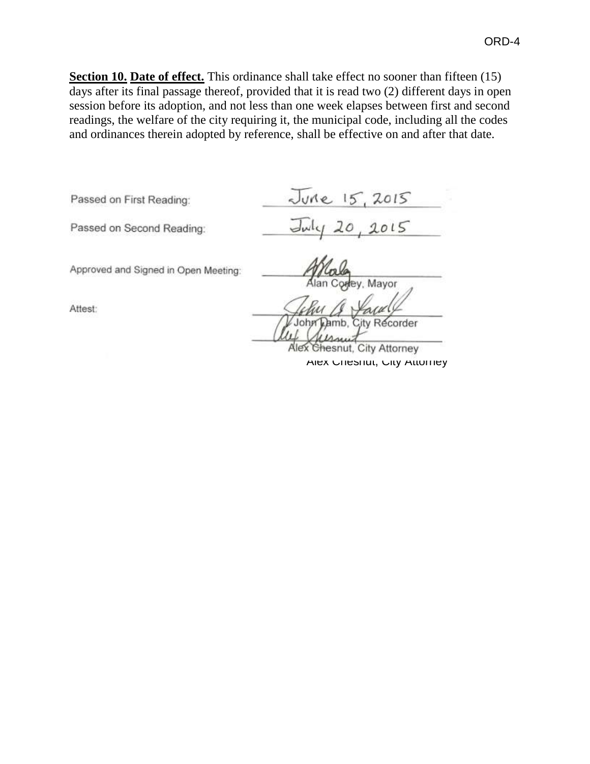**Section 10.** **Date of effect.** This ordinance shall take effect no sooner than fifteen (15) days after its final passage thereof, provided that it is read two (2) different days in open session before its adoption, and not less than one week elapses between first and second readings, the welfare of the city requiring it, the municipal code, including all the codes and ordinances therein adopted by reference, shall be effective on and after that date.

Passed on First Reading: June 15, 2015

Passed on Second Reading: July 20, 2015

Approved and Signed in Open Meeting: ______________________
Alan Corey, Mayor

Attest: ______________________
John Lamb, City Recorder

______________________
Alex Chesnut, City Attorney

Alex Chesnut, City Attorney